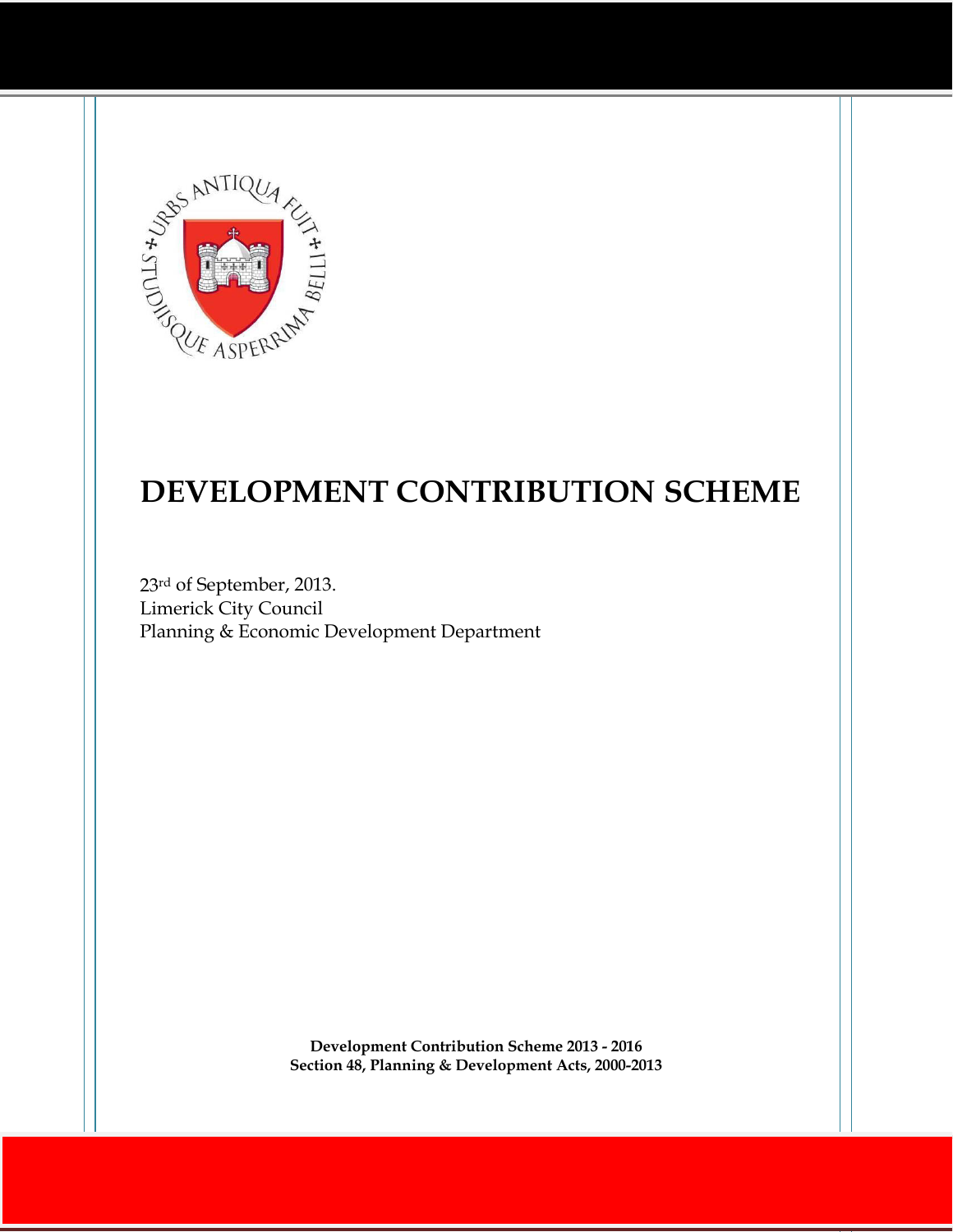# DEVELOPMENT CONTRIBUTION SCHEME

23rd of September, 2013.
Limerick City Council
Planning & Economic Development Department

**Development Contribution Scheme 2013 - 2016**
**Section 48, Planning & Development Acts, 2000-2013**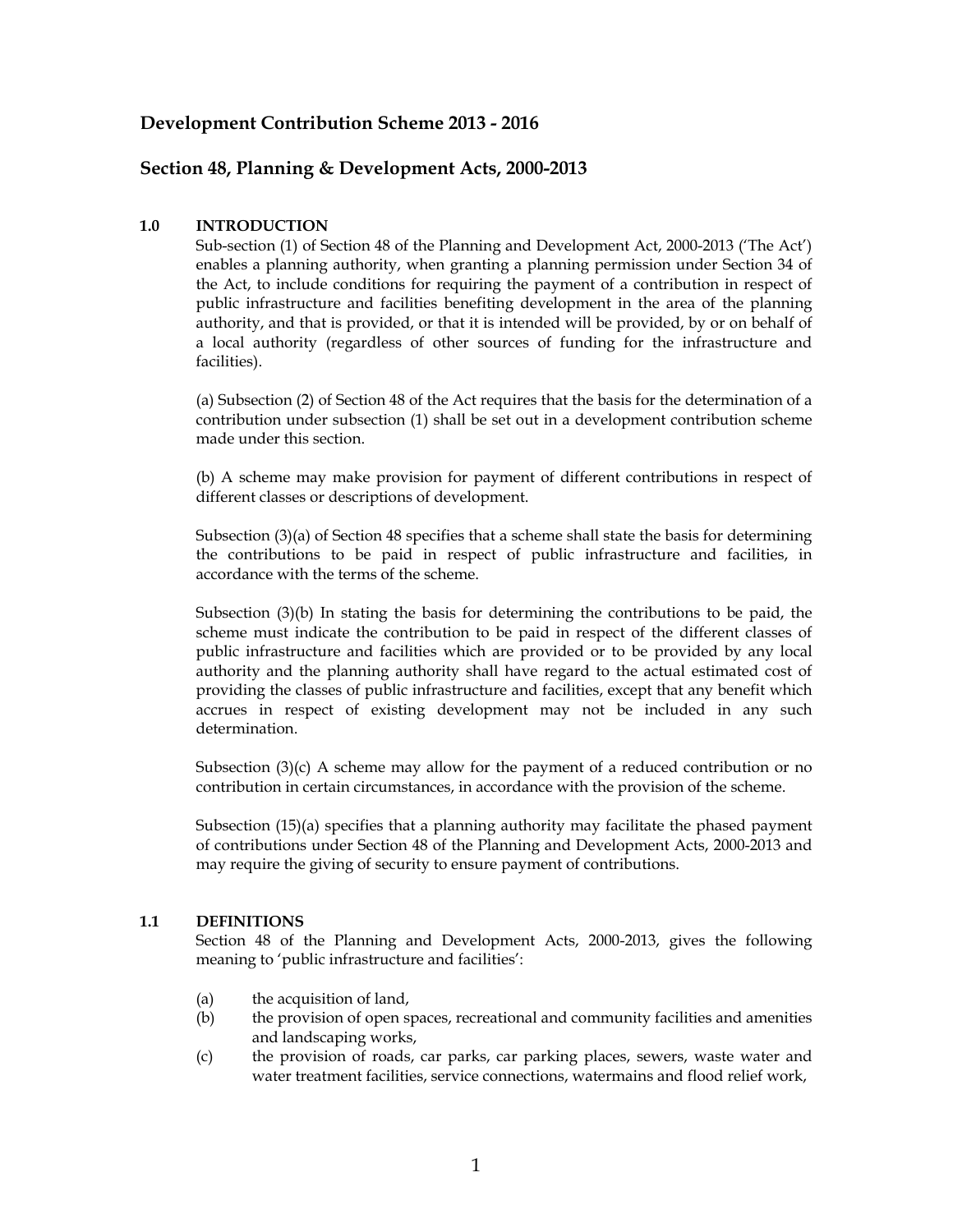## Development Contribution Scheme 2013 - 2016

## Section 48, Planning & Development Acts, 2000-2013

### 1.0 INTRODUCTION

Sub-section (1) of Section 48 of the Planning and Development Act, 2000-2013 ('The Act') enables a planning authority, when granting a planning permission under Section 34 of the Act, to include conditions for requiring the payment of a contribution in respect of public infrastructure and facilities benefiting development in the area of the planning authority, and that is provided, or that it is intended will be provided, by or on behalf of a local authority (regardless of other sources of funding for the infrastructure and facilities).

(a) Subsection (2) of Section 48 of the Act requires that the basis for the determination of a contribution under subsection (1) shall be set out in a development contribution scheme made under this section.

(b) A scheme may make provision for payment of different contributions in respect of different classes or descriptions of development.

Subsection (3)(a) of Section 48 specifies that a scheme shall state the basis for determining the contributions to be paid in respect of public infrastructure and facilities, in accordance with the terms of the scheme.

Subsection (3)(b) In stating the basis for determining the contributions to be paid, the scheme must indicate the contribution to be paid in respect of the different classes of public infrastructure and facilities which are provided or to be provided by any local authority and the planning authority shall have regard to the actual estimated cost of providing the classes of public infrastructure and facilities, except that any benefit which accrues in respect of existing development may not be included in any such determination.

Subsection (3)(c) A scheme may allow for the payment of a reduced contribution or no contribution in certain circumstances, in accordance with the provision of the scheme.

Subsection (15)(a) specifies that a planning authority may facilitate the phased payment of contributions under Section 48 of the Planning and Development Acts, 2000-2013 and may require the giving of security to ensure payment of contributions.

### 1.1 DEFINITIONS

Section 48 of the Planning and Development Acts, 2000-2013, gives the following meaning to 'public infrastructure and facilities':

(a) the acquisition of land,

(b) the provision of open spaces, recreational and community facilities and amenities and landscaping works,

(c) the provision of roads, car parks, car parking places, sewers, waste water and water treatment facilities, service connections, watermains and flood relief work,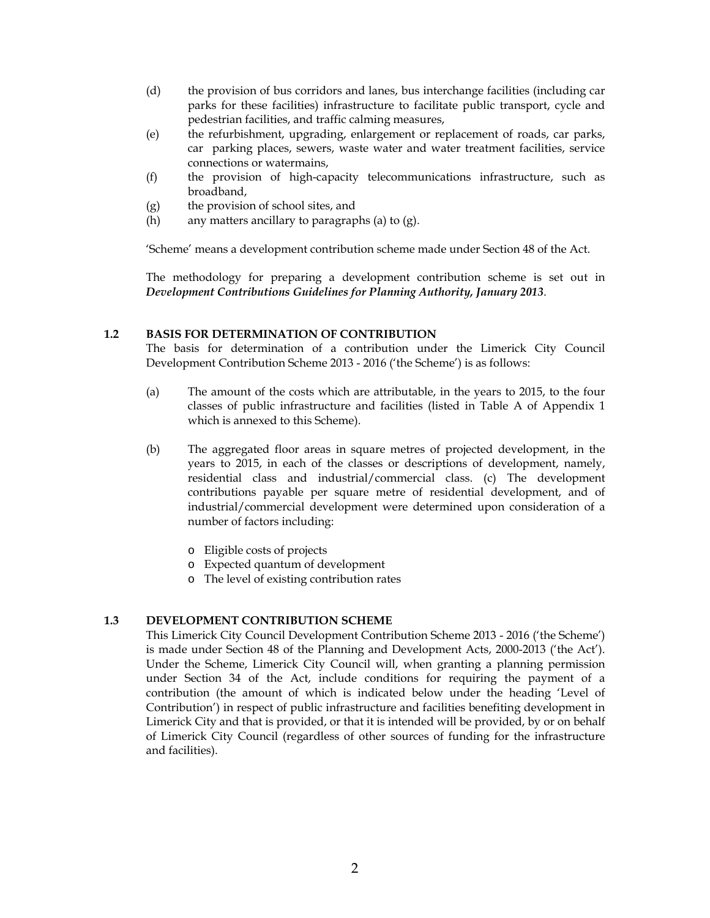(d) the provision of bus corridors and lanes, bus interchange facilities (including car parks for these facilities) infrastructure to facilitate public transport, cycle and pedestrian facilities, and traffic calming measures,

(e) the refurbishment, upgrading, enlargement or replacement of roads, car parks, car parking places, sewers, waste water and water treatment facilities, service connections or watermains,

(f) the provision of high-capacity telecommunications infrastructure, such as broadband,

(g) the provision of school sites, and

(h) any matters ancillary to paragraphs (a) to (g).

'Scheme' means a development contribution scheme made under Section 48 of the Act.

The methodology for preparing a development contribution scheme is set out in ***Development Contributions Guidelines for Planning Authority, January 2013***.

## 1.2 BASIS FOR DETERMINATION OF CONTRIBUTION

The basis for determination of a contribution under the Limerick City Council Development Contribution Scheme 2013 - 2016 ('the Scheme') is as follows:

(a) The amount of the costs which are attributable, in the years to 2015, to the four classes of public infrastructure and facilities (listed in Table A of Appendix 1 which is annexed to this Scheme).

(b) The aggregated floor areas in square metres of projected development, in the years to 2015, in each of the classes or descriptions of development, namely, residential class and industrial/commercial class. (c) The development contributions payable per square metre of residential development, and of industrial/commercial development were determined upon consideration of a number of factors including:

- Eligible costs of projects
- Expected quantum of development
- The level of existing contribution rates

## 1.3 DEVELOPMENT CONTRIBUTION SCHEME

This Limerick City Council Development Contribution Scheme 2013 - 2016 ('the Scheme') is made under Section 48 of the Planning and Development Acts, 2000-2013 ('the Act'). Under the Scheme, Limerick City Council will, when granting a planning permission under Section 34 of the Act, include conditions for requiring the payment of a contribution (the amount of which is indicated below under the heading 'Level of Contribution') in respect of public infrastructure and facilities benefiting development in Limerick City and that is provided, or that it is intended will be provided, by or on behalf of Limerick City Council (regardless of other sources of funding for the infrastructure and facilities).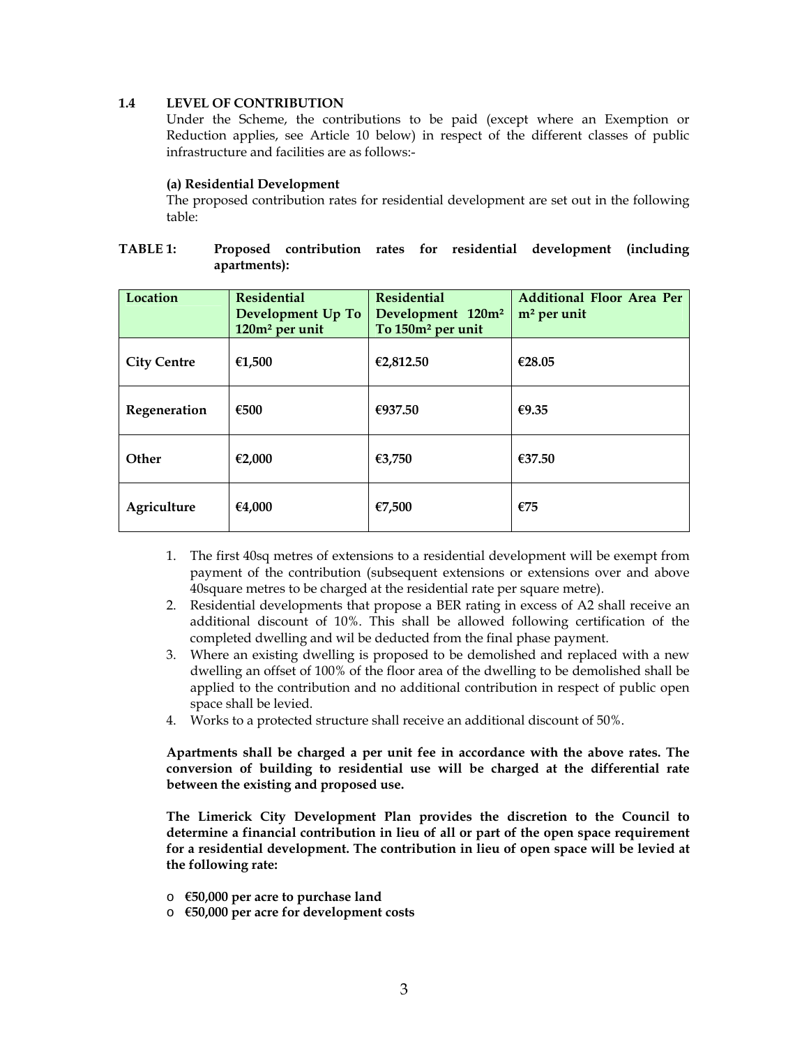### 1.4 LEVEL OF CONTRIBUTION

Under the Scheme, the contributions to be paid (except where an Exemption or Reduction applies, see Article 10 below) in respect of the different classes of public infrastructure and facilities are as follows:-

**(a) Residential Development**

The proposed contribution rates for residential development are set out in the following table:

**TABLE 1: Proposed contribution rates for residential development (including apartments):**

| Location | Residential Development Up To 120m² per unit | Residential Development 120m² To 150m² per unit | Additional Floor Area Per m² per unit |
|---|---|---|---|
| **City Centre** | **€1,500** | **€2,812.50** | **€28.05** |
| **Regeneration** | **€500** | **€937.50** | **€9.35** |
| **Other** | **€2,000** | **€3,750** | **€37.50** |
| **Agriculture** | **€4,000** | **€7,500** | **€75** |

1. The first 40sq metres of extensions to a residential development will be exempt from payment of the contribution (subsequent extensions or extensions over and above 40square metres to be charged at the residential rate per square metre).
2. Residential developments that propose a BER rating in excess of A2 shall receive an additional discount of 10%. This shall be allowed following certification of the completed dwelling and wil be deducted from the final phase payment.
3. Where an existing dwelling is proposed to be demolished and replaced with a new dwelling an offset of 100% of the floor area of the dwelling to be demolished shall be applied to the contribution and no additional contribution in respect of public open space shall be levied.
4. Works to a protected structure shall receive an additional discount of 50%.

**Apartments shall be charged a per unit fee in accordance with the above rates. The conversion of building to residential use will be charged at the differential rate between the existing and proposed use.**

**The Limerick City Development Plan provides the discretion to the Council to determine a financial contribution in lieu of all or part of the open space requirement for a residential development. The contribution in lieu of open space will be levied at the following rate:**

- **€50,000 per acre to purchase land**
- **€50,000 per acre for development costs**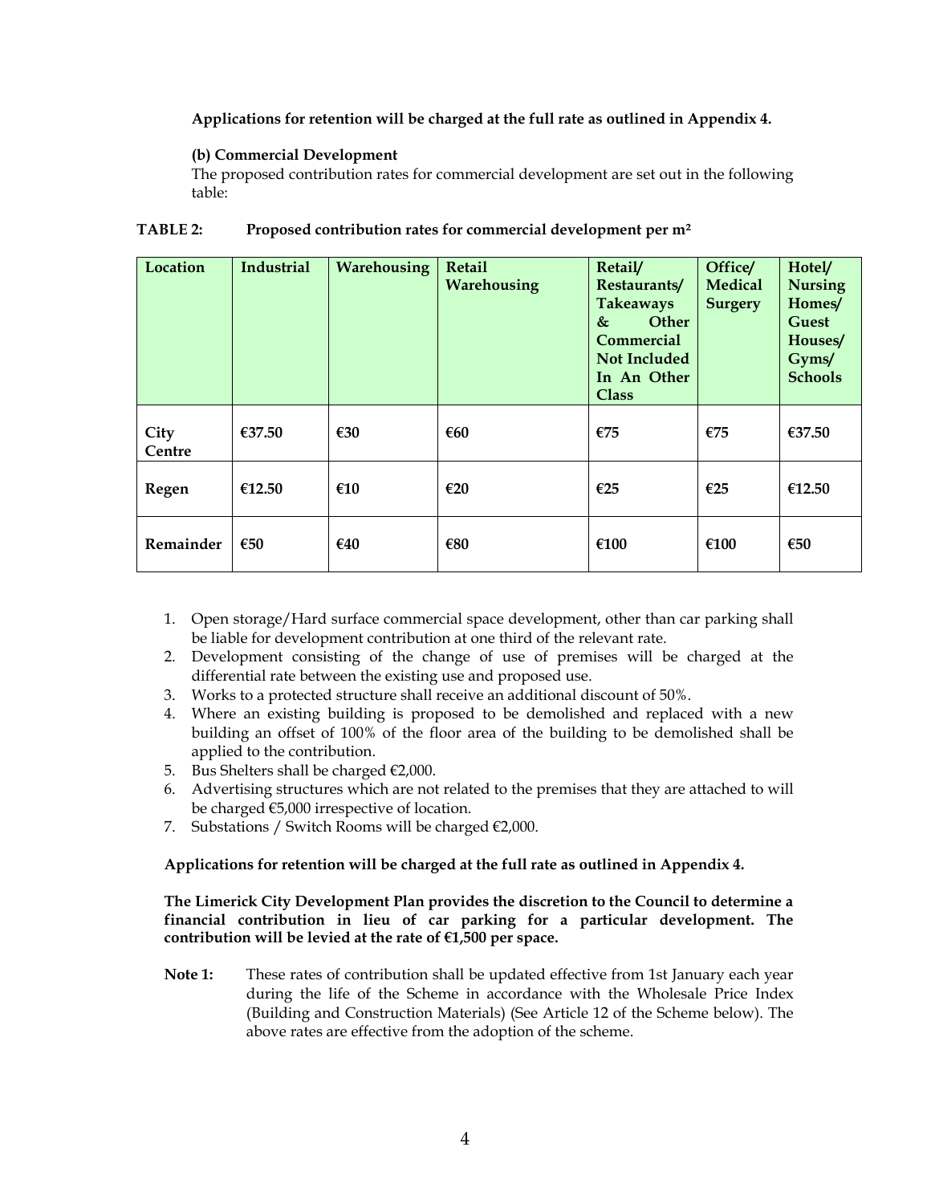**Applications for retention will be charged at the full rate as outlined in Appendix 4.**

**(b) Commercial Development**

The proposed contribution rates for commercial development are set out in the following table:

**TABLE 2: Proposed contribution rates for commercial development per m²**

| Location | Industrial | Warehousing | Retail Warehousing | Retail/ Restaurants/ Takeaways & Other Commercial Not Included In An Other Class | Office/ Medical Surgery | Hotel/ Nursing Homes/ Guest Houses/ Gyms/ Schools |
|---|---|---|---|---|---|---|
| **City Centre** | **€37.50** | **€30** | **€60** | **€75** | **€75** | **€37.50** |
| **Regen** | **€12.50** | **€10** | **€20** | **€25** | **€25** | **€12.50** |
| **Remainder** | **€50** | **€40** | **€80** | **€100** | **€100** | **€50** |

1. Open storage/Hard surface commercial space development, other than car parking shall be liable for development contribution at one third of the relevant rate.
2. Development consisting of the change of use of premises will be charged at the differential rate between the existing use and proposed use.
3. Works to a protected structure shall receive an additional discount of 50%.
4. Where an existing building is proposed to be demolished and replaced with a new building an offset of 100% of the floor area of the building to be demolished shall be applied to the contribution.
5. Bus Shelters shall be charged €2,000.
6. Advertising structures which are not related to the premises that they are attached to will be charged €5,000 irrespective of location.
7. Substations / Switch Rooms will be charged €2,000.

**Applications for retention will be charged at the full rate as outlined in Appendix 4.**

**The Limerick City Development Plan provides the discretion to the Council to determine a financial contribution in lieu of car parking for a particular development. The contribution will be levied at the rate of €1,500 per space.**

**Note 1:** These rates of contribution shall be updated effective from 1st January each year during the life of the Scheme in accordance with the Wholesale Price Index (Building and Construction Materials) (See Article 12 of the Scheme below). The above rates are effective from the adoption of the scheme.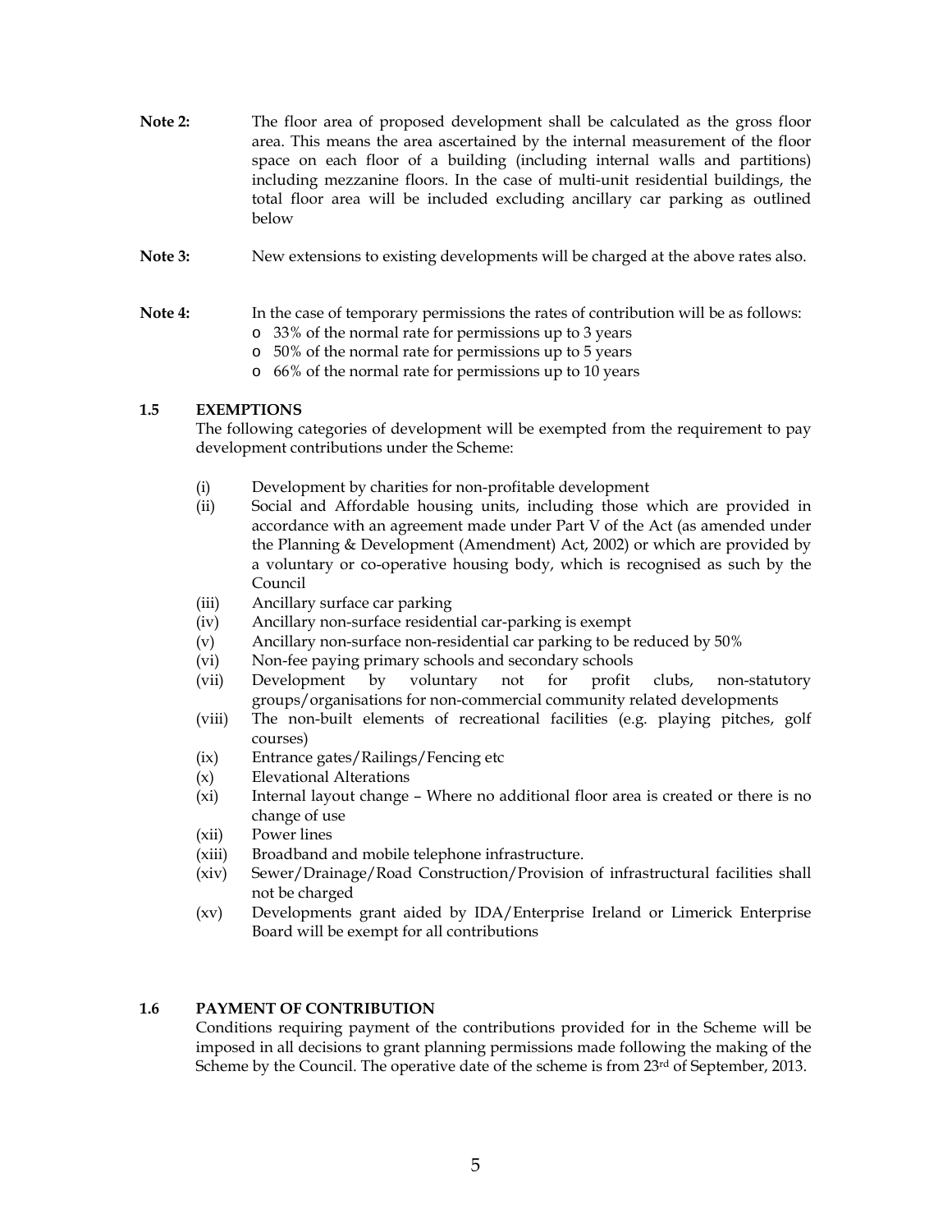**Note 2:** The floor area of proposed development shall be calculated as the gross floor area. This means the area ascertained by the internal measurement of the floor space on each floor of a building (including internal walls and partitions) including mezzanine floors. In the case of multi-unit residential buildings, the total floor area will be included excluding ancillary car parking as outlined below

**Note 3:** New extensions to existing developments will be charged at the above rates also.

**Note 4:** In the case of temporary permissions the rates of contribution will be as follows:

- 33% of the normal rate for permissions up to 3 years
- 50% of the normal rate for permissions up to 5 years
- 66% of the normal rate for permissions up to 10 years

### 1.5 EXEMPTIONS

The following categories of development will be exempted from the requirement to pay development contributions under the Scheme:

(i) Development by charities for non-profitable development

(ii) Social and Affordable housing units, including those which are provided in accordance with an agreement made under Part V of the Act (as amended under the Planning & Development (Amendment) Act, 2002) or which are provided by a voluntary or co-operative housing body, which is recognised as such by the Council

(iii) Ancillary surface car parking

(iv) Ancillary non-surface residential car-parking is exempt

(v) Ancillary non-surface non-residential car parking to be reduced by 50%

(vi) Non-fee paying primary schools and secondary schools

(vii) Development by voluntary not for profit clubs, non-statutory groups/organisations for non-commercial community related developments

(viii) The non-built elements of recreational facilities (e.g. playing pitches, golf courses)

(ix) Entrance gates/Railings/Fencing etc

(x) Elevational Alterations

(xi) Internal layout change – Where no additional floor area is created or there is no change of use

(xii) Power lines

(xiii) Broadband and mobile telephone infrastructure.

(xiv) Sewer/Drainage/Road Construction/Provision of infrastructural facilities shall not be charged

(xv) Developments grant aided by IDA/Enterprise Ireland or Limerick Enterprise Board will be exempt for all contributions

### 1.6 PAYMENT OF CONTRIBUTION

Conditions requiring payment of the contributions provided for in the Scheme will be imposed in all decisions to grant planning permissions made following the making of the Scheme by the Council. The operative date of the scheme is from 23rd of September, 2013.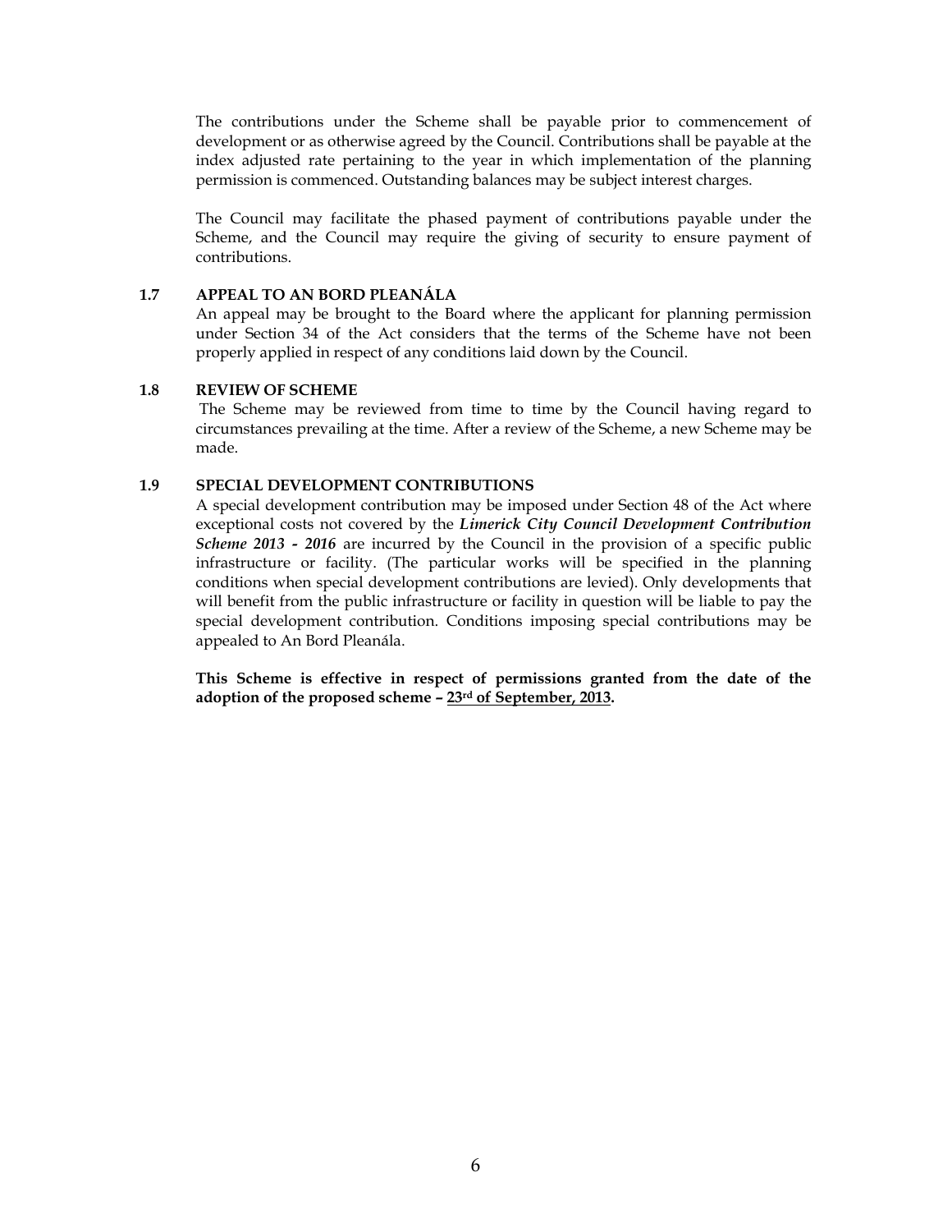The contributions under the Scheme shall be payable prior to commencement of development or as otherwise agreed by the Council. Contributions shall be payable at the index adjusted rate pertaining to the year in which implementation of the planning permission is commenced. Outstanding balances may be subject interest charges.

The Council may facilitate the phased payment of contributions payable under the Scheme, and the Council may require the giving of security to ensure payment of contributions.

### 1.7 APPEAL TO AN BORD PLEANÁLA

An appeal may be brought to the Board where the applicant for planning permission under Section 34 of the Act considers that the terms of the Scheme have not been properly applied in respect of any conditions laid down by the Council.

### 1.8 REVIEW OF SCHEME

The Scheme may be reviewed from time to time by the Council having regard to circumstances prevailing at the time. After a review of the Scheme, a new Scheme may be made.

### 1.9 SPECIAL DEVELOPMENT CONTRIBUTIONS

A special development contribution may be imposed under Section 48 of the Act where exceptional costs not covered by the ***Limerick City Council Development Contribution Scheme 2013 - 2016*** are incurred by the Council in the provision of a specific public infrastructure or facility. (The particular works will be specified in the planning conditions when special development contributions are levied). Only developments that will benefit from the public infrastructure or facility in question will be liable to pay the special development contribution. Conditions imposing special contributions may be appealed to An Bord Pleanála.

**This Scheme is effective in respect of permissions granted from the date of the adoption of the proposed scheme – 23rd of September, 2013.**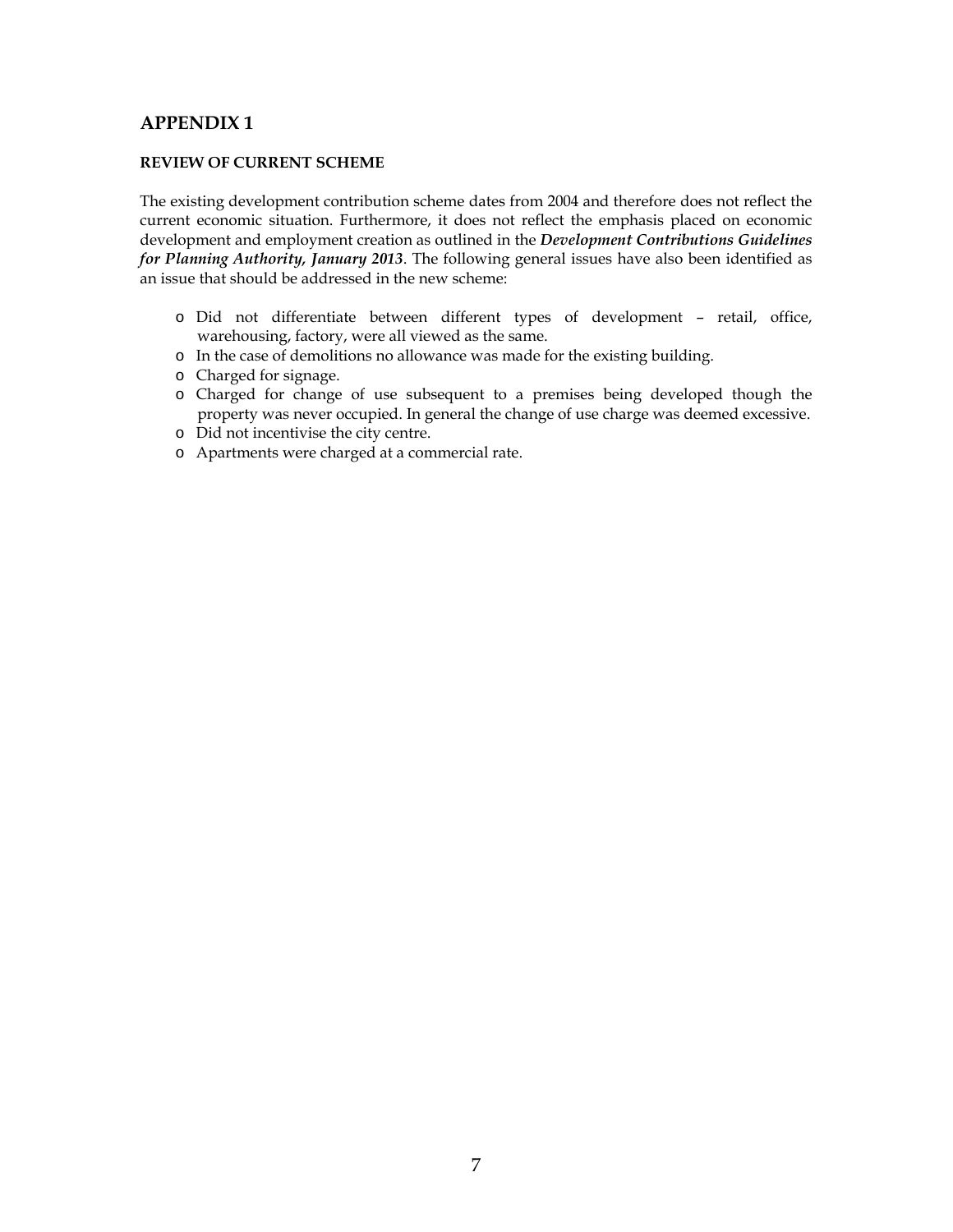## APPENDIX 1

### REVIEW OF CURRENT SCHEME

The existing development contribution scheme dates from 2004 and therefore does not reflect the current economic situation. Furthermore, it does not reflect the emphasis placed on economic development and employment creation as outlined in the ***Development Contributions Guidelines for Planning Authority, January 2013***. The following general issues have also been identified as an issue that should be addressed in the new scheme:

- Did not differentiate between different types of development – retail, office, warehousing, factory, were all viewed as the same.
- In the case of demolitions no allowance was made for the existing building.
- Charged for signage.
- Charged for change of use subsequent to a premises being developed though the property was never occupied. In general the change of use charge was deemed excessive.
- Did not incentivise the city centre.
- Apartments were charged at a commercial rate.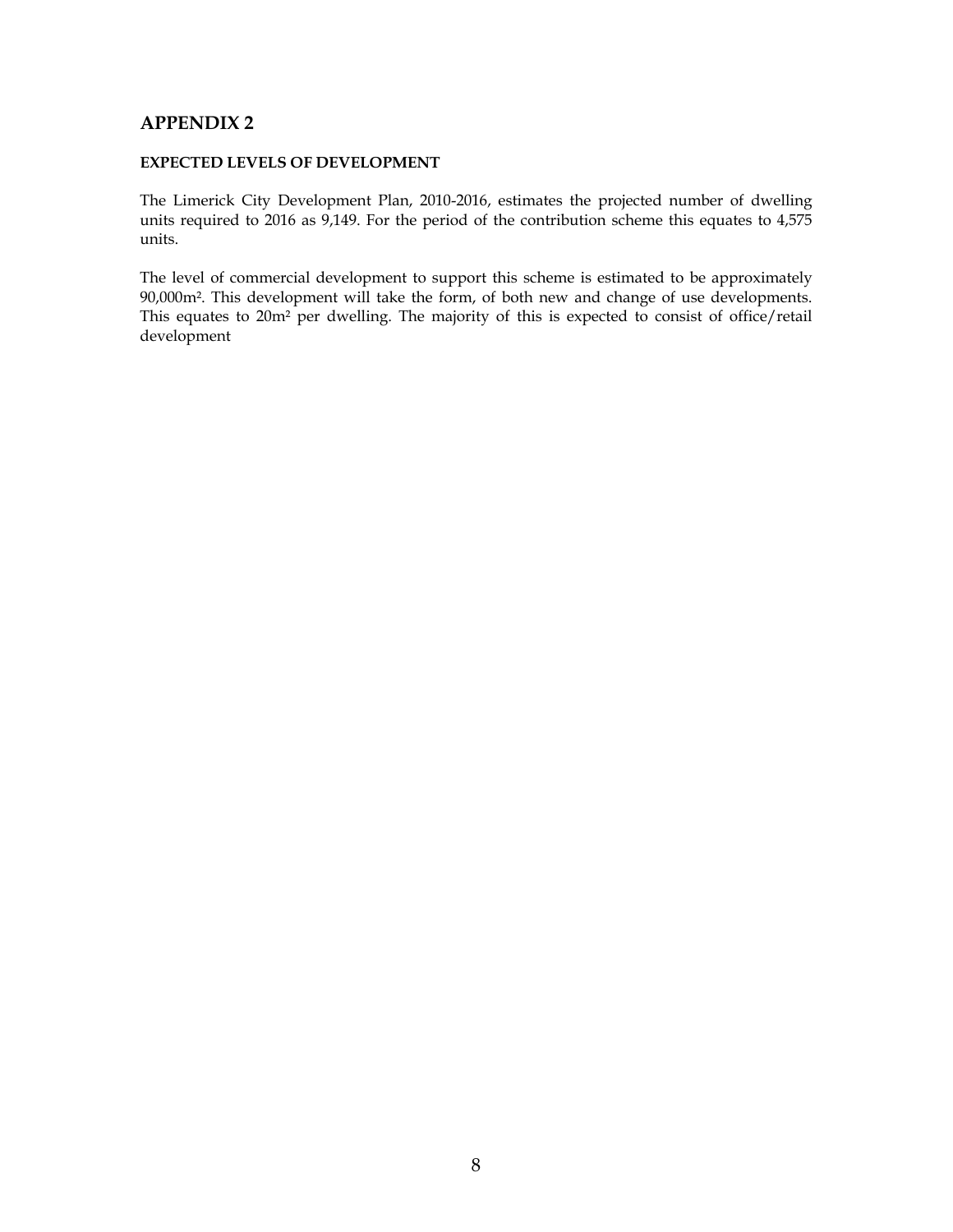# APPENDIX 2

**EXPECTED LEVELS OF DEVELOPMENT**

The Limerick City Development Plan, 2010-2016, estimates the projected number of dwelling units required to 2016 as 9,149. For the period of the contribution scheme this equates to 4,575 units.

The level of commercial development to support this scheme is estimated to be approximately 90,000m². This development will take the form, of both new and change of use developments. This equates to 20m² per dwelling. The majority of this is expected to consist of office/retail development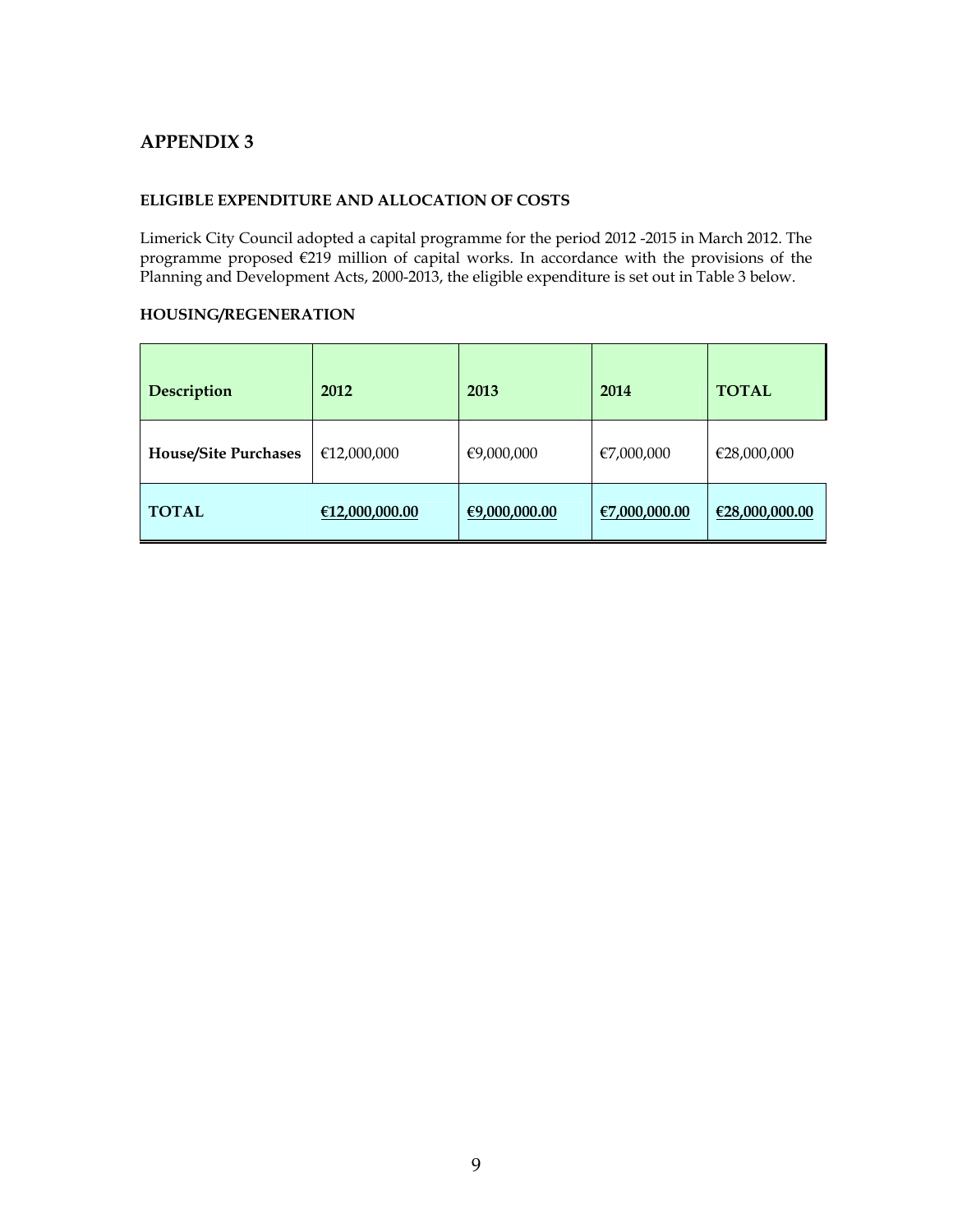# APPENDIX 3

### ELIGIBLE EXPENDITURE AND ALLOCATION OF COSTS

Limerick City Council adopted a capital programme for the period 2012 -2015 in March 2012. The programme proposed €219 million of capital works. In accordance with the provisions of the Planning and Development Acts, 2000-2013, the eligible expenditure is set out in Table 3 below.

### HOUSING/REGENERATION

| Description | 2012 | 2013 | 2014 | TOTAL |
|---|---|---|---|---|
| **House/Site Purchases** | €12,000,000 | €9,000,000 | €7,000,000 | €28,000,000 |
| **TOTAL** | **€12,000,000.00** | **€9,000,000.00** | **€7,000,000.00** | **€28,000,000.00** |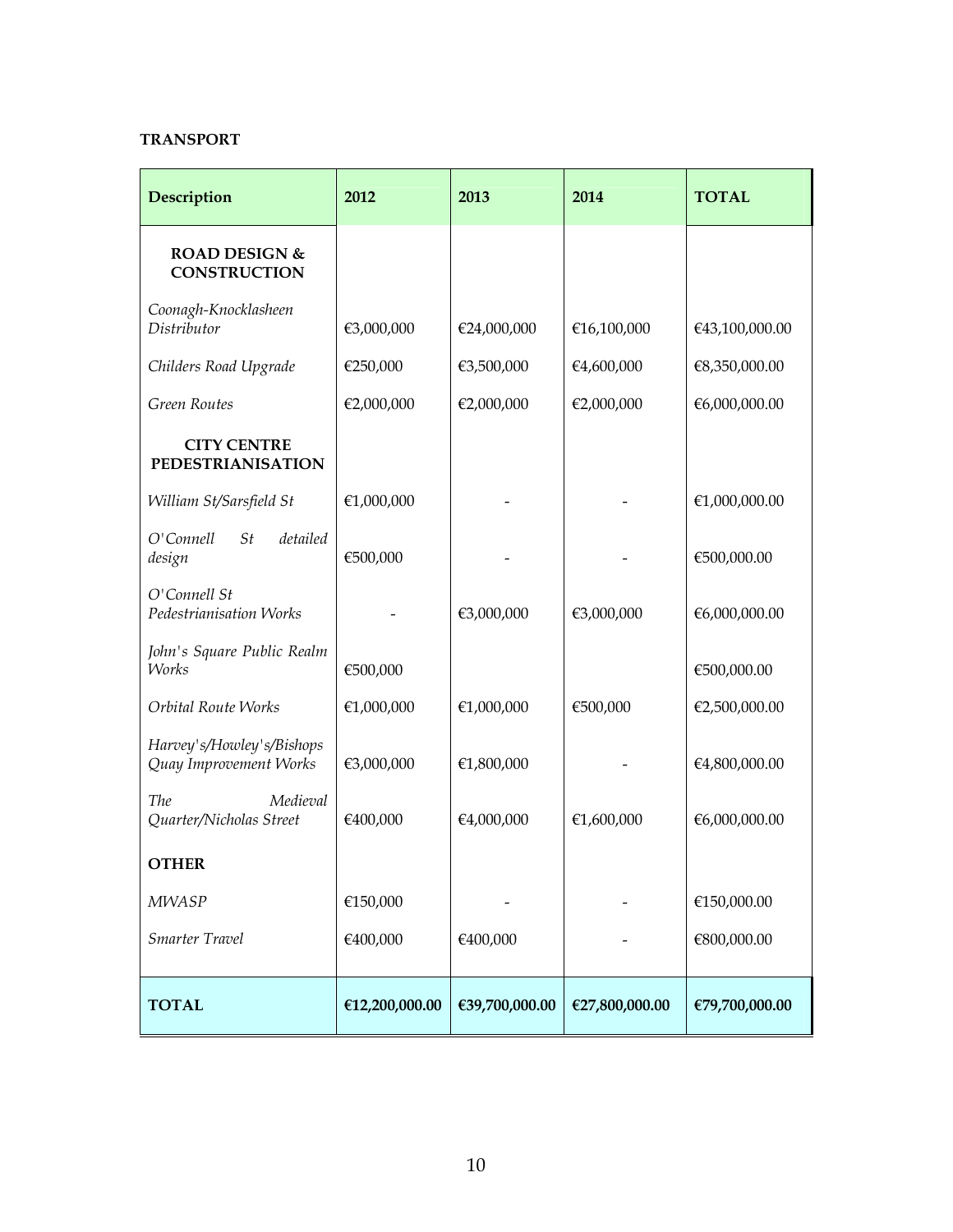**TRANSPORT**

| Description | 2012 | 2013 | 2014 | TOTAL |
|---|---|---|---|---|
| **ROAD DESIGN & CONSTRUCTION** | | | | |
| *Coonagh-Knocklasheen Distributor* | €3,000,000 | €24,000,000 | €16,100,000 | €43,100,000.00 |
| *Childers Road Upgrade* | €250,000 | €3,500,000 | €4,600,000 | €8,350,000.00 |
| *Green Routes* | €2,000,000 | €2,000,000 | €2,000,000 | €6,000,000.00 |
| **CITY CENTRE PEDESTRIANISATION** | | | | |
| *William St/Sarsfield St* | €1,000,000 | - | - | €1,000,000.00 |
| *O'Connell St detailed design* | €500,000 | - | - | €500,000.00 |
| *O'Connell St Pedestrianisation Works* | - | €3,000,000 | €3,000,000 | €6,000,000.00 |
| *John's Square Public Realm Works* | €500,000 | | | €500,000.00 |
| *Orbital Route Works* | €1,000,000 | €1,000,000 | €500,000 | €2,500,000.00 |
| *Harvey's/Howley's/Bishops Quay Improvement Works* | €3,000,000 | €1,800,000 | - | €4,800,000.00 |
| *The Medieval Quarter/Nicholas Street* | €400,000 | €4,000,000 | €1,600,000 | €6,000,000.00 |
| **OTHER** | | | | |
| *MWASP* | €150,000 | - | - | €150,000.00 |
| *Smarter Travel* | €400,000 | €400,000 | - | €800,000.00 |
| **TOTAL** | **€12,200,000.00** | **€39,700,000.00** | **€27,800,000.00** | **€79,700,000.00** |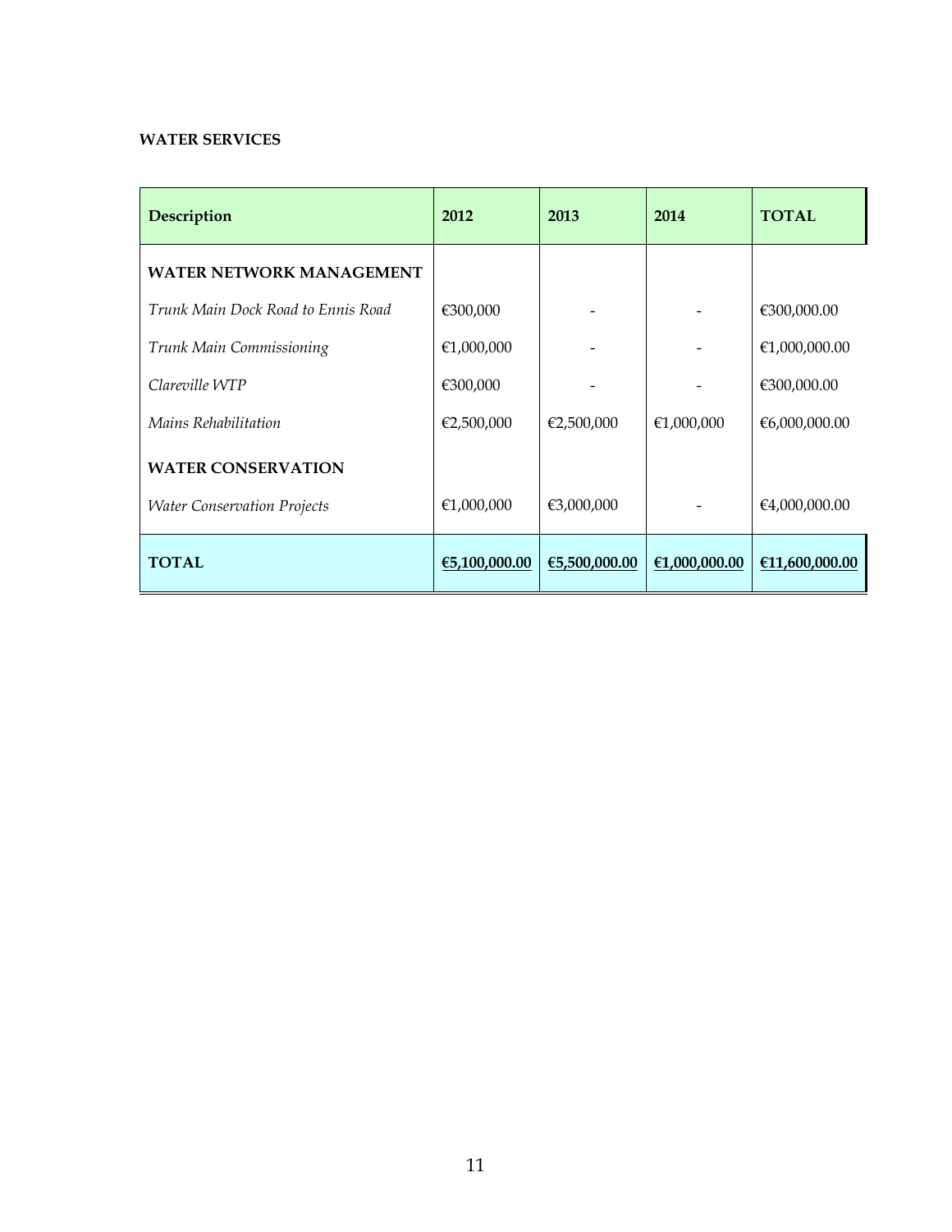**WATER SERVICES**

| Description | 2012 | 2013 | 2014 | TOTAL |
|---|---|---|---|---|
| **WATER NETWORK MANAGEMENT** | | | | |
| *Trunk Main Dock Road to Ennis Road* | €300,000 | - | - | €300,000.00 |
| *Trunk Main Commissioning* | €1,000,000 | - | - | €1,000,000.00 |
| *Clareville WTP* | €300,000 | - | - | €300,000.00 |
| *Mains Rehabilitation* | €2,500,000 | €2,500,000 | €1,000,000 | €6,000,000.00 |
| **WATER CONSERVATION** | | | | |
| *Water Conservation Projects* | €1,000,000 | €3,000,000 | - | €4,000,000.00 |
| **TOTAL** | **€5,100,000.00** | **€5,500,000.00** | **€1,000,000.00** | **€11,600,000.00** |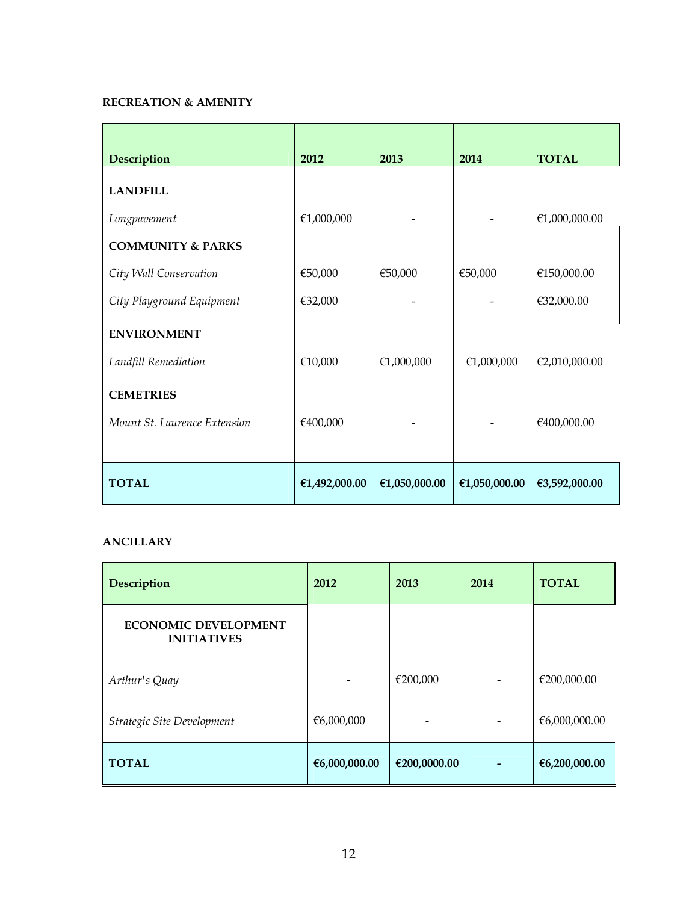**RECREATION & AMENITY**

| Description | 2012 | 2013 | 2014 | TOTAL |
|---|---|---|---|---|
| **LANDFILL** | | | | |
| *Longpavement* | €1,000,000 | - | - | €1,000,000.00 |
| **COMMUNITY & PARKS** | | | | |
| *City Wall Conservation* | €50,000 | €50,000 | €50,000 | €150,000.00 |
| *City Playground Equipment* | €32,000 | - | - | €32,000.00 |
| **ENVIRONMENT** | | | | |
| *Landfill Remediation* | €10,000 | €1,000,000 | €1,000,000 | €2,010,000.00 |
| **CEMETRIES** | | | | |
| *Mount St. Laurence Extension* | €400,000 | - | - | €400,000.00 |
| **TOTAL** | **€1,492,000.00** | **€1,050,000.00** | **€1,050,000.00** | **€3,592,000.00** |

**ANCILLARY**

| Description | 2012 | 2013 | 2014 | TOTAL |
|---|---|---|---|---|
| **ECONOMIC DEVELOPMENT INITIATIVES** | | | | |
| *Arthur's Quay* | - | €200,000 | - | €200,000.00 |
| *Strategic Site Development* | €6,000,000 | - | - | €6,000,000.00 |
| **TOTAL** | **€6,000,000.00** | **€200,0000.00** | **-** | **€6,200,000.00** |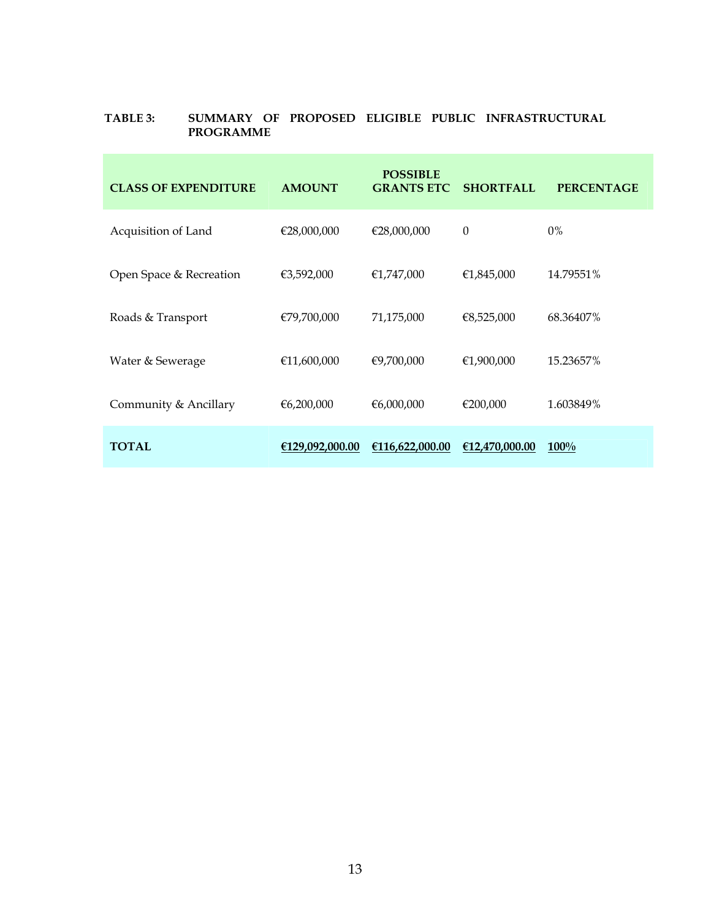**TABLE 3: SUMMARY OF PROPOSED ELIGIBLE PUBLIC INFRASTRUCTURAL PROGRAMME**

| CLASS OF EXPENDITURE | AMOUNT | POSSIBLE GRANTS ETC | SHORTFALL | PERCENTAGE |
|---|---|---|---|---|
| Acquisition of Land | €28,000,000 | €28,000,000 | 0 | 0% |
| Open Space & Recreation | €3,592,000 | €1,747,000 | €1,845,000 | 14.79551% |
| Roads & Transport | €79,700,000 | 71,175,000 | €8,525,000 | 68.36407% |
| Water & Sewerage | €11,600,000 | €9,700,000 | €1,900,000 | 15.23657% |
| Community & Ancillary | €6,200,000 | €6,000,000 | €200,000 | 1.603849% |
| **TOTAL** | **€129,092,000.00** | **€116,622,000.00** | **€12,470,000.00** | **100%** |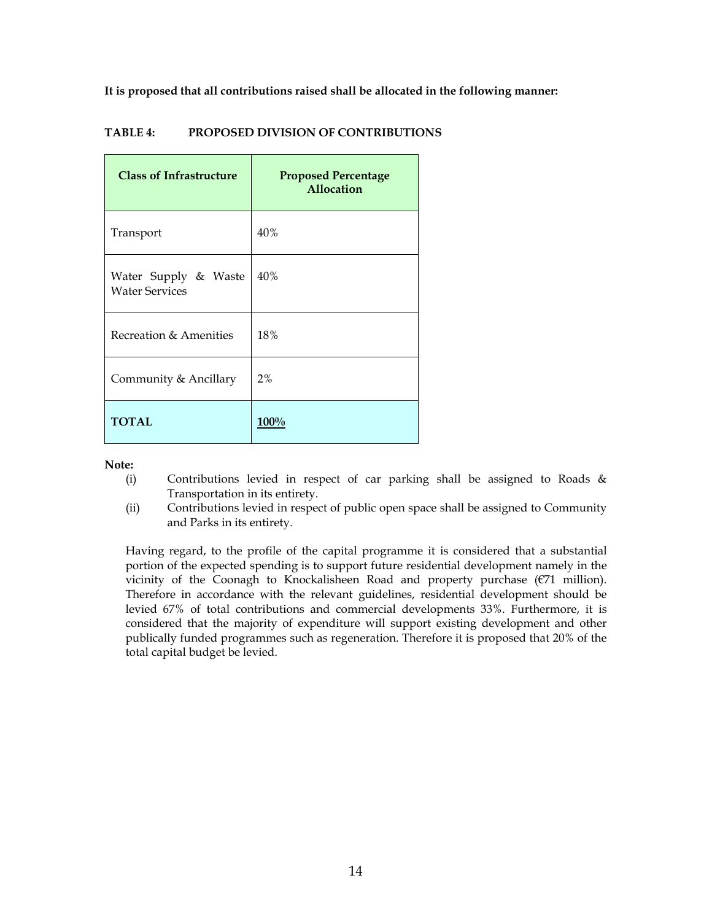**It is proposed that all contributions raised shall be allocated in the following manner:**

**TABLE 4: PROPOSED DIVISION OF CONTRIBUTIONS**

| Class of Infrastructure | Proposed Percentage Allocation |
| --- | --- |
| Transport | 40% |
| Water Supply & Waste Water Services | 40% |
| Recreation & Amenities | 18% |
| Community & Ancillary | 2% |
| **TOTAL** | **100%** |

**Note:**

(i) Contributions levied in respect of car parking shall be assigned to Roads & Transportation in its entirety.

(ii) Contributions levied in respect of public open space shall be assigned to Community and Parks in its entirety.

Having regard, to the profile of the capital programme it is considered that a substantial portion of the expected spending is to support future residential development namely in the vicinity of the Coonagh to Knockalisheen Road and property purchase (€71 million). Therefore in accordance with the relevant guidelines, residential development should be levied 67% of total contributions and commercial developments 33%. Furthermore, it is considered that the majority of expenditure will support existing development and other publically funded programmes such as regeneration. Therefore it is proposed that 20% of the total capital budget be levied.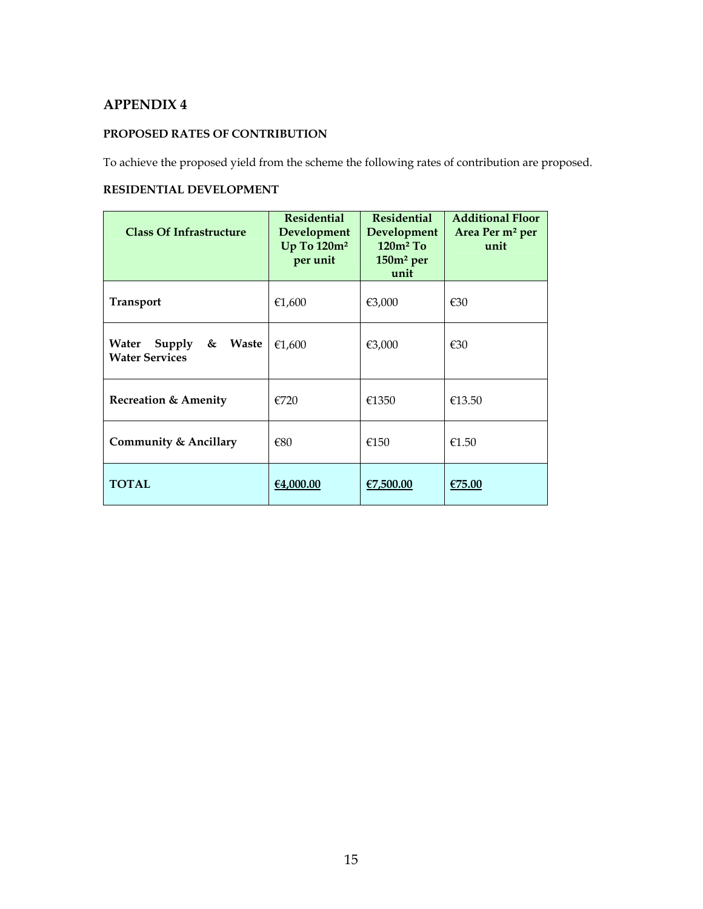## APPENDIX 4

### PROPOSED RATES OF CONTRIBUTION

To achieve the proposed yield from the scheme the following rates of contribution are proposed.

### RESIDENTIAL DEVELOPMENT

| Class Of Infrastructure | Residential Development Up To 120m² per unit | Residential Development 120m² To 150m² per unit | Additional Floor Area Per m² per unit |
|---|---|---|---|
| **Transport** | €1,600 | €3,000 | €30 |
| **Water Supply & Waste Water Services** | €1,600 | €3,000 | €30 |
| **Recreation & Amenity** | €720 | €1350 | €13.50 |
| **Community & Ancillary** | €80 | €150 | €1.50 |
| **TOTAL** | **€4,000.00** | **€7,500.00** | **€75.00** |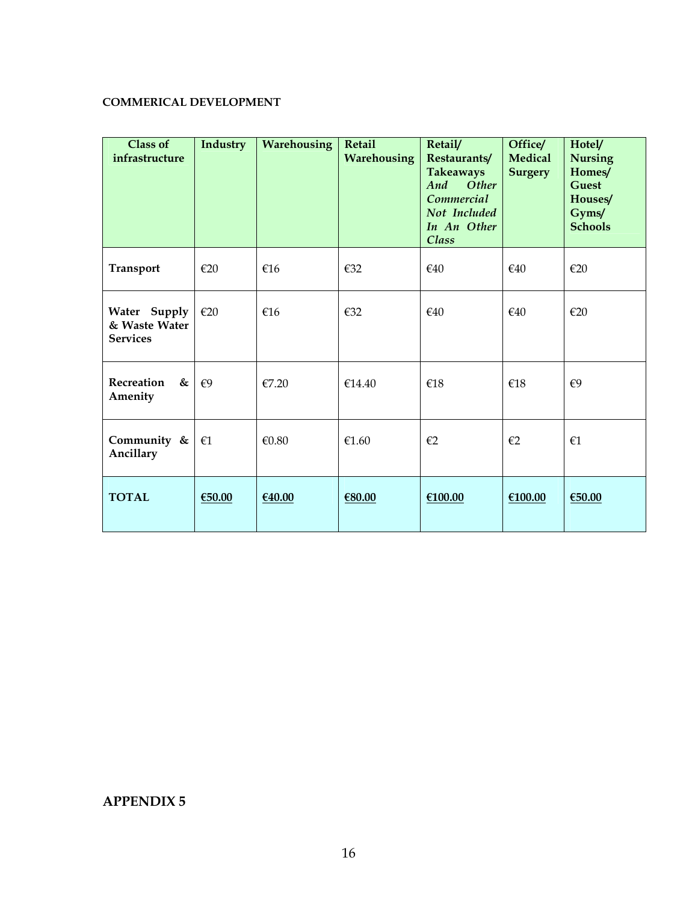**COMMERICAL DEVELOPMENT**

| Class of infrastructure | Industry | Warehousing | Retail Warehousing | Retail/ Restaurants/ Takeaways *And Other Commercial Not Included In An Other Class* | Office/ Medical Surgery | Hotel/ Nursing Homes/ Guest Houses/ Gyms/ Schools |
|---|---|---|---|---|---|---|
| **Transport** | €20 | €16 | €32 | €40 | €40 | €20 |
| **Water Supply & Waste Water Services** | €20 | €16 | €32 | €40 | €40 | €20 |
| **Recreation & Amenity** | €9 | €7.20 | €14.40 | €18 | €18 | €9 |
| **Community & Ancillary** | €1 | €0.80 | €1.60 | €2 | €2 | €1 |
| **TOTAL** | **€50.00** | **€40.00** | **€80.00** | **€100.00** | **€100.00** | **€50.00** |

## APPENDIX 5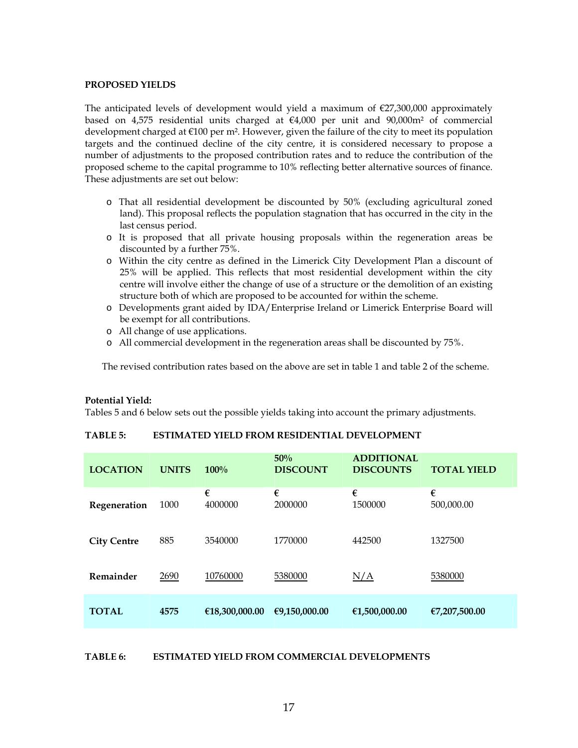**PROPOSED YIELDS**

The anticipated levels of development would yield a maximum of €27,300,000 approximately based on 4,575 residential units charged at €4,000 per unit and 90,000m² of commercial development charged at €100 per m². However, given the failure of the city to meet its population targets and the continued decline of the city centre, it is considered necessary to propose a number of adjustments to the proposed contribution rates and to reduce the contribution of the proposed scheme to the capital programme to 10% reflecting better alternative sources of finance. These adjustments are set out below:

- That all residential development be discounted by 50% (excluding agricultural zoned land). This proposal reflects the population stagnation that has occurred in the city in the last census period.
- It is proposed that all private housing proposals within the regeneration areas be discounted by a further 75%.
- Within the city centre as defined in the Limerick City Development Plan a discount of 25% will be applied. This reflects that most residential development within the city centre will involve either the change of use of a structure or the demolition of an existing structure both of which are proposed to be accounted for within the scheme.
- Developments grant aided by IDA/Enterprise Ireland or Limerick Enterprise Board will be exempt for all contributions.
- All change of use applications.
- All commercial development in the regeneration areas shall be discounted by 75%.

The revised contribution rates based on the above are set in table 1 and table 2 of the scheme.

**Potential Yield:**
Tables 5 and 6 below sets out the possible yields taking into account the primary adjustments.

**TABLE 5: ESTIMATED YIELD FROM RESIDENTIAL DEVELOPMENT**

| LOCATION | UNITS | 100% | 50% DISCOUNT | ADDITIONAL DISCOUNTS | TOTAL YIELD |
|---|---|---|---|---|---|
| **Regeneration** | 1000 | € 4000000 | € 2000000 | € 1500000 | € 500,000.00 |
| **City Centre** | 885 | 3540000 | 1770000 | 442500 | 1327500 |
| **Remainder** | 2690 | 10760000 | 5380000 | N/A | 5380000 |
| **TOTAL** | **4575** | **€18,300,000.00** | **€9,150,000.00** | **€1,500,000.00** | **€7,207,500.00** |

**TABLE 6: ESTIMATED YIELD FROM COMMERCIAL DEVELOPMENTS**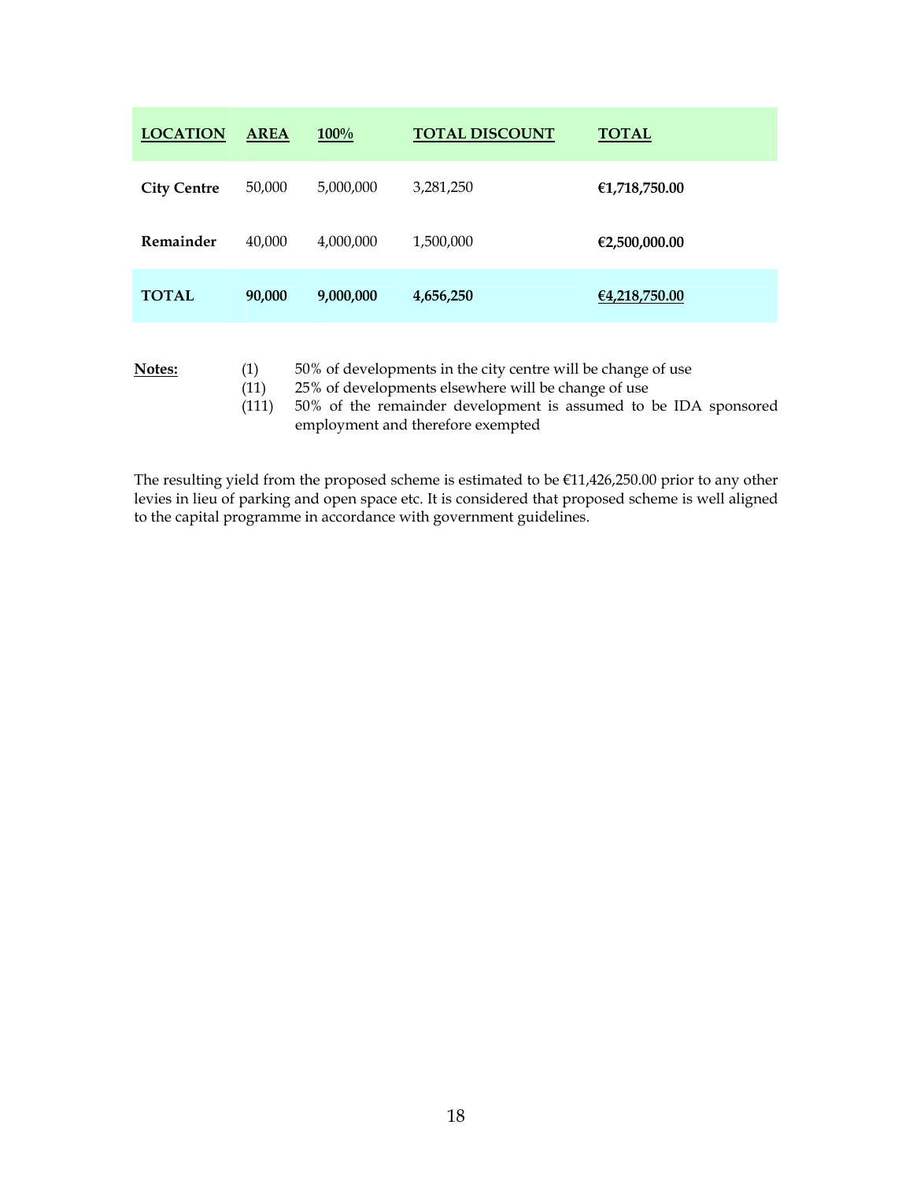| LOCATION | AREA | 100% | TOTAL DISCOUNT | TOTAL |
|---|---|---|---|---|
| **City Centre** | 50,000 | 5,000,000 | 3,281,250 | **€1,718,750.00** |
| **Remainder** | 40,000 | 4,000,000 | 1,500,000 | **€2,500,000.00** |
| **TOTAL** | **90,000** | **9,000,000** | **4,656,250** | **€4,218,750.00** |

**Notes:**

(1) 50% of developments in the city centre will be change of use
(11) 25% of developments elsewhere will be change of use
(111) 50% of the remainder development is assumed to be IDA sponsored employment and therefore exempted

The resulting yield from the proposed scheme is estimated to be €11,426,250.00 prior to any other levies in lieu of parking and open space etc. It is considered that proposed scheme is well aligned to the capital programme in accordance with government guidelines.